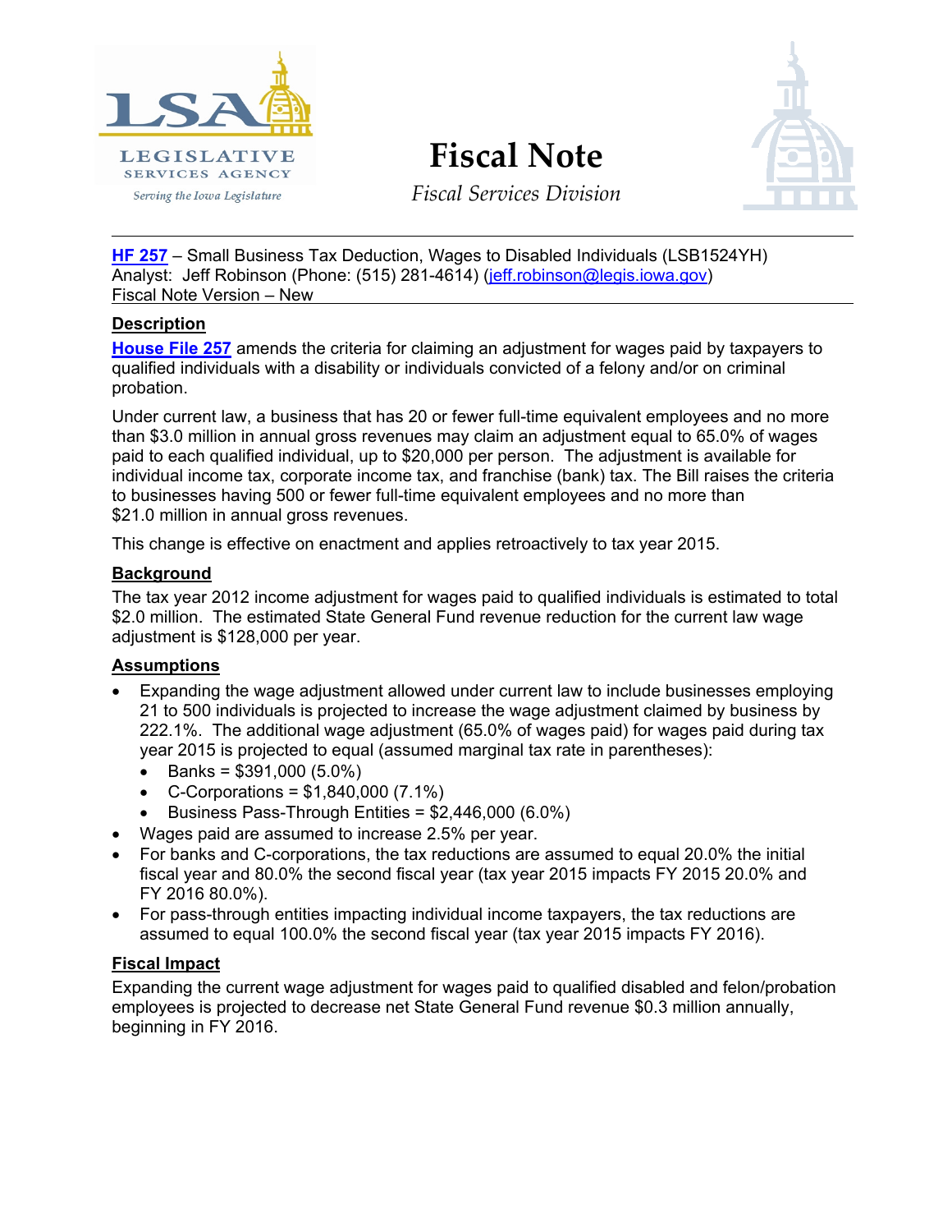# Fiscal Note

*Fiscal Services Division*

**HF 257** – Small Business Tax Deduction, Wages to Disabled Individuals (LSB1524YH)
Analyst: Jeff Robinson (Phone: (515) 281-4614) (jeff.robinson@legis.iowa.gov)
Fiscal Note Version – New

## Description

**House File 257** amends the criteria for claiming an adjustment for wages paid by taxpayers to qualified individuals with a disability or individuals convicted of a felony and/or on criminal probation.

Under current law, a business that has 20 or fewer full-time equivalent employees and no more than $3.0 million in annual gross revenues may claim an adjustment equal to 65.0% of wages paid to each qualified individual, up to $20,000 per person. The adjustment is available for individual income tax, corporate income tax, and franchise (bank) tax. The Bill raises the criteria to businesses having 500 or fewer full-time equivalent employees and no more than $21.0 million in annual gross revenues.

This change is effective on enactment and applies retroactively to tax year 2015.

## Background

The tax year 2012 income adjustment for wages paid to qualified individuals is estimated to total $2.0 million. The estimated State General Fund revenue reduction for the current law wage adjustment is $128,000 per year.

## Assumptions

- Expanding the wage adjustment allowed under current law to include businesses employing 21 to 500 individuals is projected to increase the wage adjustment claimed by business by 222.1%. The additional wage adjustment (65.0% of wages paid) for wages paid during tax year 2015 is projected to equal (assumed marginal tax rate in parentheses):
  - Banks = $391,000 (5.0%)
  - C-Corporations = $1,840,000 (7.1%)
  - Business Pass-Through Entities = $2,446,000 (6.0%)
- Wages paid are assumed to increase 2.5% per year.
- For banks and C-corporations, the tax reductions are assumed to equal 20.0% the initial fiscal year and 80.0% the second fiscal year (tax year 2015 impacts FY 2015 20.0% and FY 2016 80.0%).
- For pass-through entities impacting individual income taxpayers, the tax reductions are assumed to equal 100.0% the second fiscal year (tax year 2015 impacts FY 2016).

## Fiscal Impact

Expanding the current wage adjustment for wages paid to qualified disabled and felon/probation employees is projected to decrease net State General Fund revenue $0.3 million annually, beginning in FY 2016.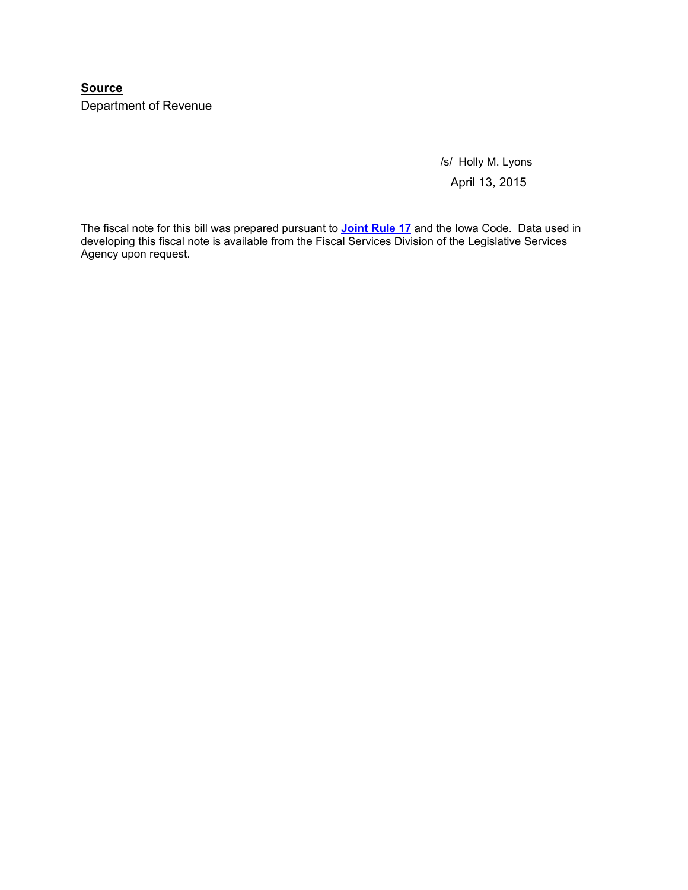**Source**

Department of Revenue

/s/ Holly M. Lyons

April 13, 2015

---

The fiscal note for this bill was prepared pursuant to **Joint Rule 17** and the Iowa Code. Data used in developing this fiscal note is available from the Fiscal Services Division of the Legislative Services Agency upon request.

---